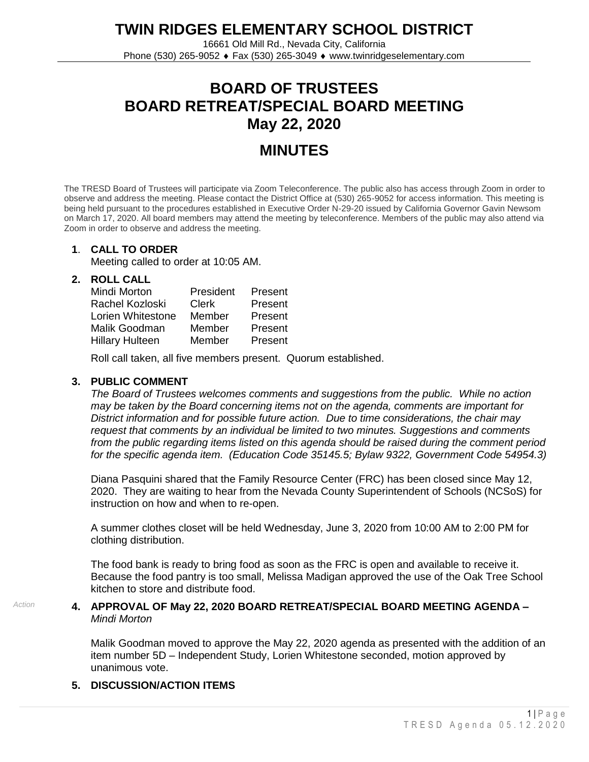# TWIN RIDGES ELEMENTARY SCHOOL DISTRICT

16661 Old Mill Rd., Nevada City, California
Phone (530) 265-9052 ♦ Fax (530) 265-3049 ♦ www.twinridgeselementary.com

# BOARD OF TRUSTEES
# BOARD RETREAT/SPECIAL BOARD MEETING
# May 22, 2020

# MINUTES

The TRESD Board of Trustees will participate via Zoom Teleconference. The public also has access through Zoom in order to observe and address the meeting. Please contact the District Office at (530) 265-9052 for access information. This meeting is being held pursuant to the procedures established in Executive Order N-29-20 issued by California Governor Gavin Newsom on March 17, 2020. All board members may attend the meeting by teleconference. Members of the public may also attend via Zoom in order to observe and address the meeting.

**1. CALL TO ORDER**

Meeting called to order at 10:05 AM.

**2. ROLL CALL**

| | | |
|---|---|---|
| Mindi Morton | President | Present |
| Rachel Kozloski | Clerk | Present |
| Lorien Whitestone | Member | Present |
| Malik Goodman | Member | Present |
| Hillary Hulteen | Member | Present |

Roll call taken, all five members present. Quorum established.

**3. PUBLIC COMMENT**

*The Board of Trustees welcomes comments and suggestions from the public. While no action may be taken by the Board concerning items not on the agenda, comments are important for District information and for possible future action. Due to time considerations, the chair may request that comments by an individual be limited to two minutes. Suggestions and comments from the public regarding items listed on this agenda should be raised during the comment period for the specific agenda item. (Education Code 35145.5; Bylaw 9322, Government Code 54954.3)*

Diana Pasquini shared that the Family Resource Center (FRC) has been closed since May 12, 2020. They are waiting to hear from the Nevada County Superintendent of Schools (NCSoS) for instruction on how and when to re-open.

A summer clothes closet will be held Wednesday, June 3, 2020 from 10:00 AM to 2:00 PM for clothing distribution.

The food bank is ready to bring food as soon as the FRC is open and available to receive it. Because the food pantry is too small, Melissa Madigan approved the use of the Oak Tree School kitchen to store and distribute food.

*Action*

**4. APPROVAL OF May 22, 2020 BOARD RETREAT/SPECIAL BOARD MEETING AGENDA –** *Mindi Morton*

Malik Goodman moved to approve the May 22, 2020 agenda as presented with the addition of an item number 5D – Independent Study, Lorien Whitestone seconded, motion approved by unanimous vote.

**5. DISCUSSION/ACTION ITEMS**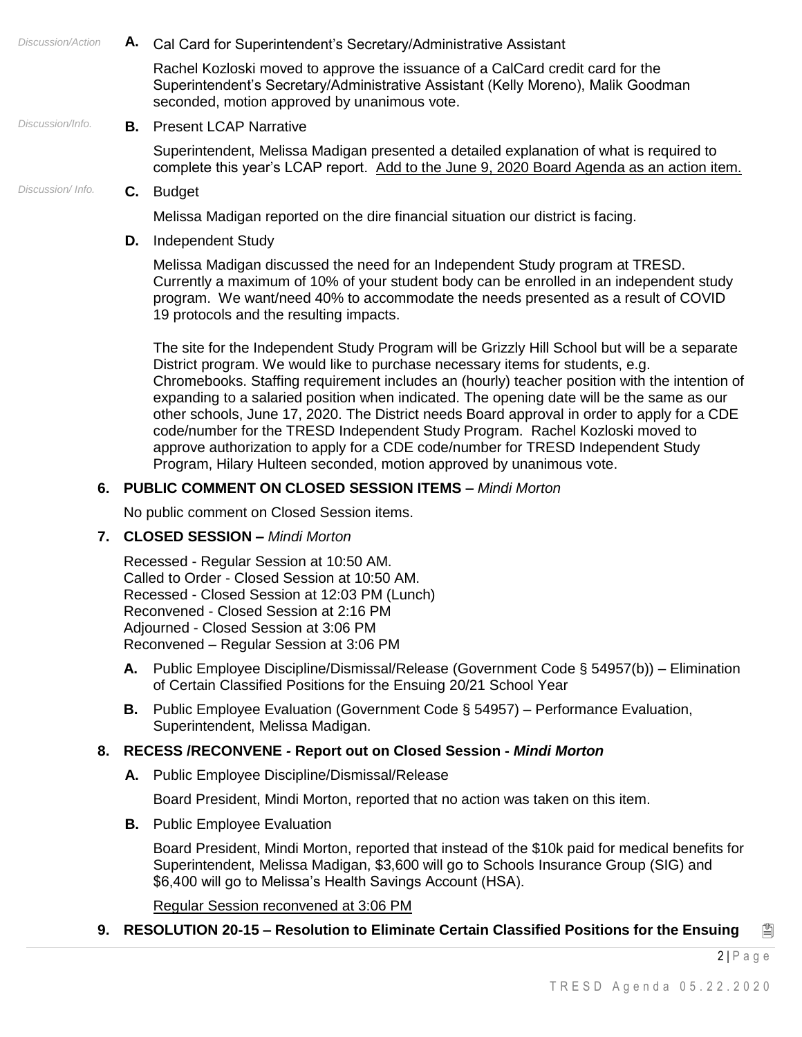*Discussion/Action* **A.** Cal Card for Superintendent's Secretary/Administrative Assistant

Rachel Kozloski moved to approve the issuance of a CalCard credit card for the Superintendent's Secretary/Administrative Assistant (Kelly Moreno), Malik Goodman seconded, motion approved by unanimous vote.

*Discussion/Info.* **B.** Present LCAP Narrative

Superintendent, Melissa Madigan presented a detailed explanation of what is required to complete this year's LCAP report. <u>Add to the June 9, 2020 Board Agenda as an action item.</u>

*Discussion/ Info.* **C.** Budget

Melissa Madigan reported on the dire financial situation our district is facing.

**D.** Independent Study

Melissa Madigan discussed the need for an Independent Study program at TRESD. Currently a maximum of 10% of your student body can be enrolled in an independent study program. We want/need 40% to accommodate the needs presented as a result of COVID 19 protocols and the resulting impacts.

The site for the Independent Study Program will be Grizzly Hill School but will be a separate District program. We would like to purchase necessary items for students, e.g. Chromebooks. Staffing requirement includes an (hourly) teacher position with the intention of expanding to a salaried position when indicated. The opening date will be the same as our other schools, June 17, 2020. The District needs Board approval in order to apply for a CDE code/number for the TRESD Independent Study Program. Rachel Kozloski moved to approve authorization to apply for a CDE code/number for TRESD Independent Study Program, Hilary Hulteen seconded, motion approved by unanimous vote.

**6. PUBLIC COMMENT ON CLOSED SESSION ITEMS –** *Mindi Morton*

No public comment on Closed Session items.

**7. CLOSED SESSION –** *Mindi Morton*

Recessed - Regular Session at 10:50 AM.
Called to Order - Closed Session at 10:50 AM.
Recessed - Closed Session at 12:03 PM (Lunch)
Reconvened - Closed Session at 2:16 PM
Adjourned - Closed Session at 3:06 PM
Reconvened – Regular Session at 3:06 PM

**A.** Public Employee Discipline/Dismissal/Release (Government Code § 54957(b)) – Elimination of Certain Classified Positions for the Ensuing 20/21 School Year

**B.** Public Employee Evaluation (Government Code § 54957) – Performance Evaluation, Superintendent, Melissa Madigan.

**8. RECESS /RECONVENE - Report out on Closed Session -** ***Mindi Morton***

**A.** Public Employee Discipline/Dismissal/Release

Board President, Mindi Morton, reported that no action was taken on this item.

**B.** Public Employee Evaluation

Board President, Mindi Morton, reported that instead of the $10k paid for medical benefits for Superintendent, Melissa Madigan, $3,600 will go to Schools Insurance Group (SIG) and $6,400 will go to Melissa's Health Savings Account (HSA).

<u>Regular Session reconvened at 3:06 PM</u>

**9. RESOLUTION 20-15 – Resolution to Eliminate Certain Classified Positions for the Ensuing**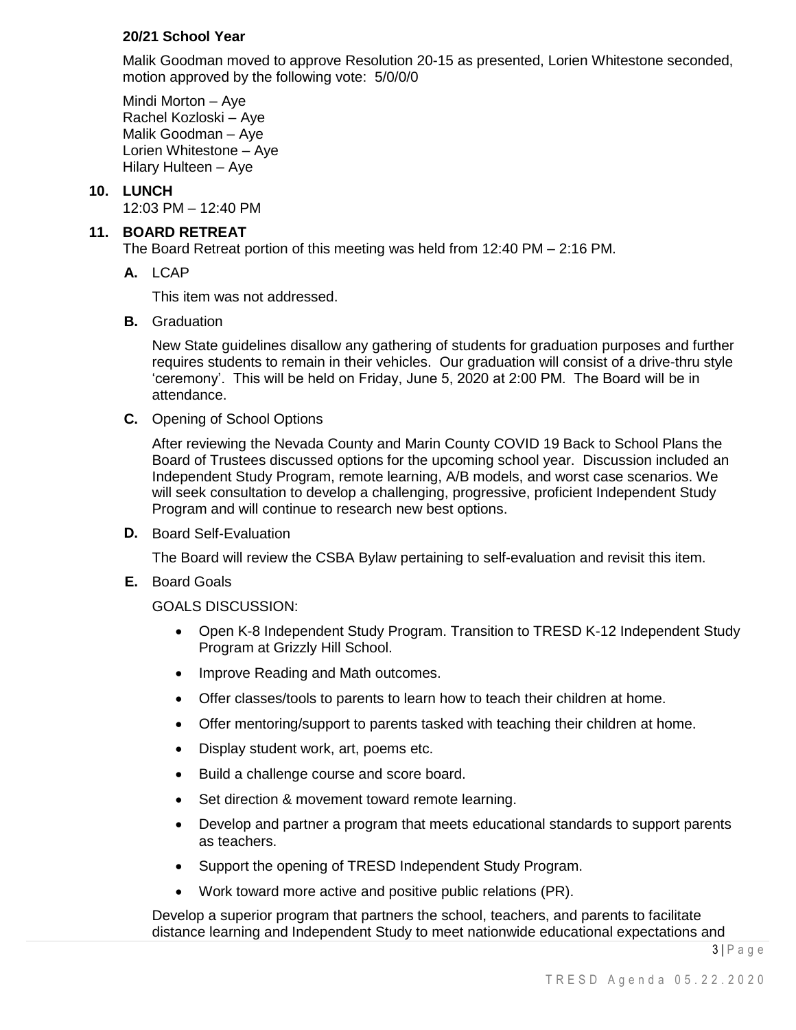**20/21 School Year**

Malik Goodman moved to approve Resolution 20-15 as presented, Lorien Whitestone seconded, motion approved by the following vote: 5/0/0/0

Mindi Morton – Aye
Rachel Kozloski – Aye
Malik Goodman – Aye
Lorien Whitestone – Aye
Hilary Hulteen – Aye

**10. LUNCH**
12:03 PM – 12:40 PM

**11. BOARD RETREAT**
The Board Retreat portion of this meeting was held from 12:40 PM – 2:16 PM.

**A.** LCAP

This item was not addressed.

**B.** Graduation

New State guidelines disallow any gathering of students for graduation purposes and further requires students to remain in their vehicles. Our graduation will consist of a drive-thru style 'ceremony'. This will be held on Friday, June 5, 2020 at 2:00 PM. The Board will be in attendance.

**C.** Opening of School Options

After reviewing the Nevada County and Marin County COVID 19 Back to School Plans the Board of Trustees discussed options for the upcoming school year. Discussion included an Independent Study Program, remote learning, A/B models, and worst case scenarios. We will seek consultation to develop a challenging, progressive, proficient Independent Study Program and will continue to research new best options.

**D.** Board Self-Evaluation

The Board will review the CSBA Bylaw pertaining to self-evaluation and revisit this item.

**E.** Board Goals

GOALS DISCUSSION:

- Open K-8 Independent Study Program. Transition to TRESD K-12 Independent Study Program at Grizzly Hill School.
- Improve Reading and Math outcomes.
- Offer classes/tools to parents to learn how to teach their children at home.
- Offer mentoring/support to parents tasked with teaching their children at home.
- Display student work, art, poems etc.
- Build a challenge course and score board.
- Set direction & movement toward remote learning.
- Develop and partner a program that meets educational standards to support parents as teachers.
- Support the opening of TRESD Independent Study Program.
- Work toward more active and positive public relations (PR).

Develop a superior program that partners the school, teachers, and parents to facilitate distance learning and Independent Study to meet nationwide educational expectations and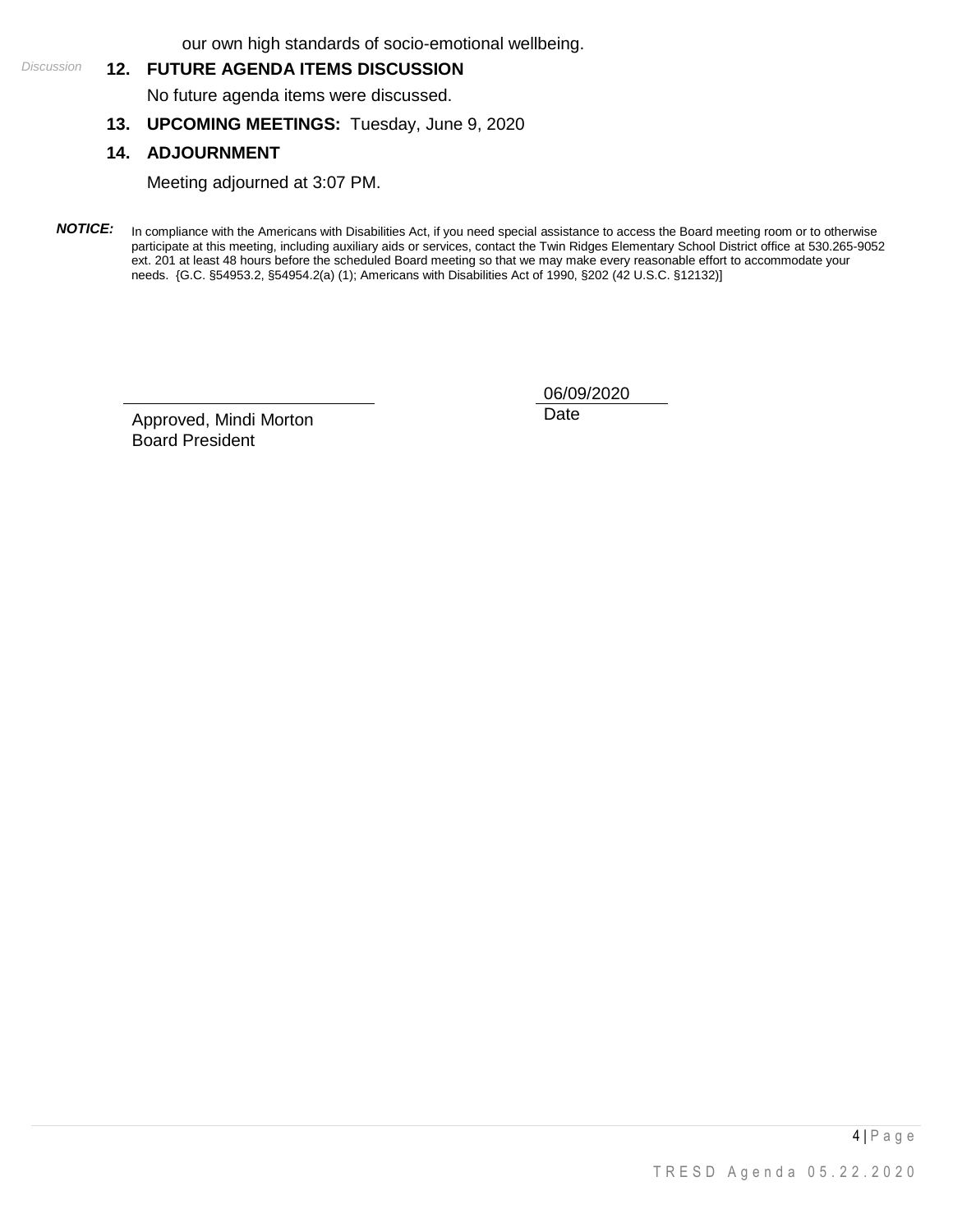our own high standards of socio-emotional wellbeing.

*Discussion*

**12. FUTURE AGENDA ITEMS DISCUSSION**

No future agenda items were discussed.

**13. UPCOMING MEETINGS:** Tuesday, June 9, 2020

**14. ADJOURNMENT**

Meeting adjourned at 3:07 PM.

***NOTICE:*** In compliance with the Americans with Disabilities Act, if you need special assistance to access the Board meeting room or to otherwise participate at this meeting, including auxiliary aids or services, contact the Twin Ridges Elementary School District office at 530.265-9052 ext. 201 at least 48 hours before the scheduled Board meeting so that we may make every reasonable effort to accommodate your needs. {G.C. §54953.2, §54954.2(a) (1); Americans with Disabilities Act of 1990, §202 (42 U.S.C. §12132)]

\_\_\_\_\_\_\_\_\_\_\_\_\_\_\_\_\_\_\_\_\_\_\_\_\_\_\_\_\_\_
Approved, Mindi Morton
Board President

06/09/2020
Date